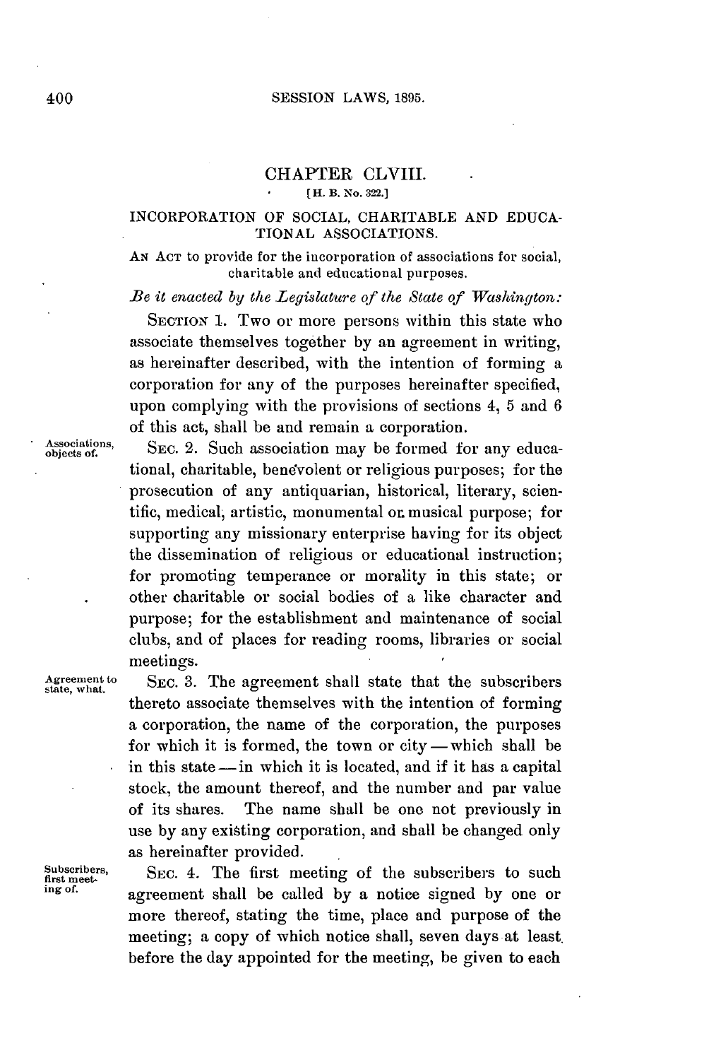# CHAPTER CLVIII.

[H. B. No. 322.]

## INCORPORATION OF SOCIAL, CHARITABLE AND EDUCATIONAL ASSOCIATIONS.

AN ACT to provide for the incorporation of associations for social, charitable and educational purposes.

*Be it enacted by the Legislature of the State of Washington:*

SECTION 1. Two or more persons within this state who associate themselves together by an agreement in writing, as hereinafter described, with the intention of forming a corporation for any of the purposes hereinafter specified, upon complying with the provisions of sections 4, 5 and 6 of this act, shall be and remain a corporation.

Associations, objects of.

SEC. 2. Such association may be formed for any educational, charitable, benevolent or religious purposes; for the prosecution of any antiquarian, historical, literary, scientific, medical, artistic, monumental or musical purpose; for supporting any missionary enterprise having for its object the dissemination of religious or educational instruction; for promoting temperance or morality in this state; or other charitable or social bodies of a like character and purpose; for the establishment and maintenance of social clubs, and of places for reading rooms, libraries or social meetings.

Agreement to state, what.

SEC. 3. The agreement shall state that the subscribers thereto associate themselves with the intention of forming a corporation, the name of the corporation, the purposes for which it is formed, the town or city—which shall be in this state—in which it is located, and if it has a capital stock, the amount thereof, and the number and par value of its shares. The name shall be one not previously in use by any existing corporation, and shall be changed only as hereinafter provided.

Subscribers, first meeting of.

SEC. 4. The first meeting of the subscribers to such agreement shall be called by a notice signed by one or more thereof, stating the time, place and purpose of the meeting; a copy of which notice shall, seven days at least before the day appointed for the meeting, be given to each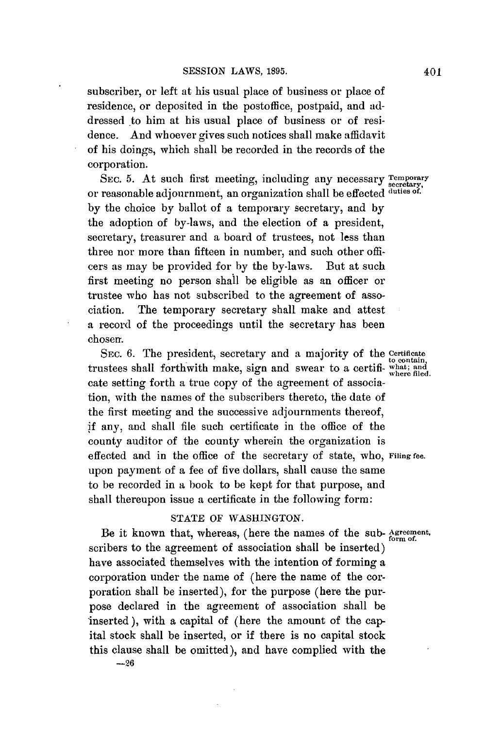subscriber, or left at his usual place of business or place of residence, or deposited in the postoffice, postpaid, and addressed to him at his usual place of business or of residence. And whoever gives such notices shall make affidavit of his doings, which shall be recorded in the records of the corporation.

*Temporary secretary, duties of.*

SEC. 5. At such first meeting, including any necessary or reasonable adjournment, an organization shall be effected by the choice by ballot of a temporary secretary, and by the adoption of by-laws, and the election of a president, secretary, treasurer and a board of trustees, not less than three nor more than fifteen in number, and such other officers as may be provided for by the by-laws. But at such first meeting no person shall be eligible as an officer or trustee who has not subscribed to the agreement of association. The temporary secretary shall make and attest a record of the proceedings until the secretary has been chosen.

*Certificate to contain, what; and where filed.*

SEC. 6. The president, secretary and a majority of the trustees shall forthwith make, sign and swear to a certificate setting forth a true copy of the agreement of association, with the names of the subscribers thereto, the date of the first meeting and the successive adjournments thereof, if any, and shall file such certificate in the office of the county auditor of the county wherein the organization is effected and in the office of the secretary of state, who, upon payment of a fee of five dollars, shall cause the same to be recorded in a book to be kept for that purpose, and shall thereupon issue a certificate in the following form:

*Filing fee.*

STATE OF WASHINGTON.

*Agreement, form of.*

Be it known that, whereas, (here the names of the subscribers to the agreement of association shall be inserted) have associated themselves with the intention of forming a corporation under the name of (here the name of the corporation shall be inserted), for the purpose (here the purpose declared in the agreement of association shall be inserted), with a capital of (here the amount of the capital stock shall be inserted, or if there is no capital stock this clause shall be omitted), and have complied with the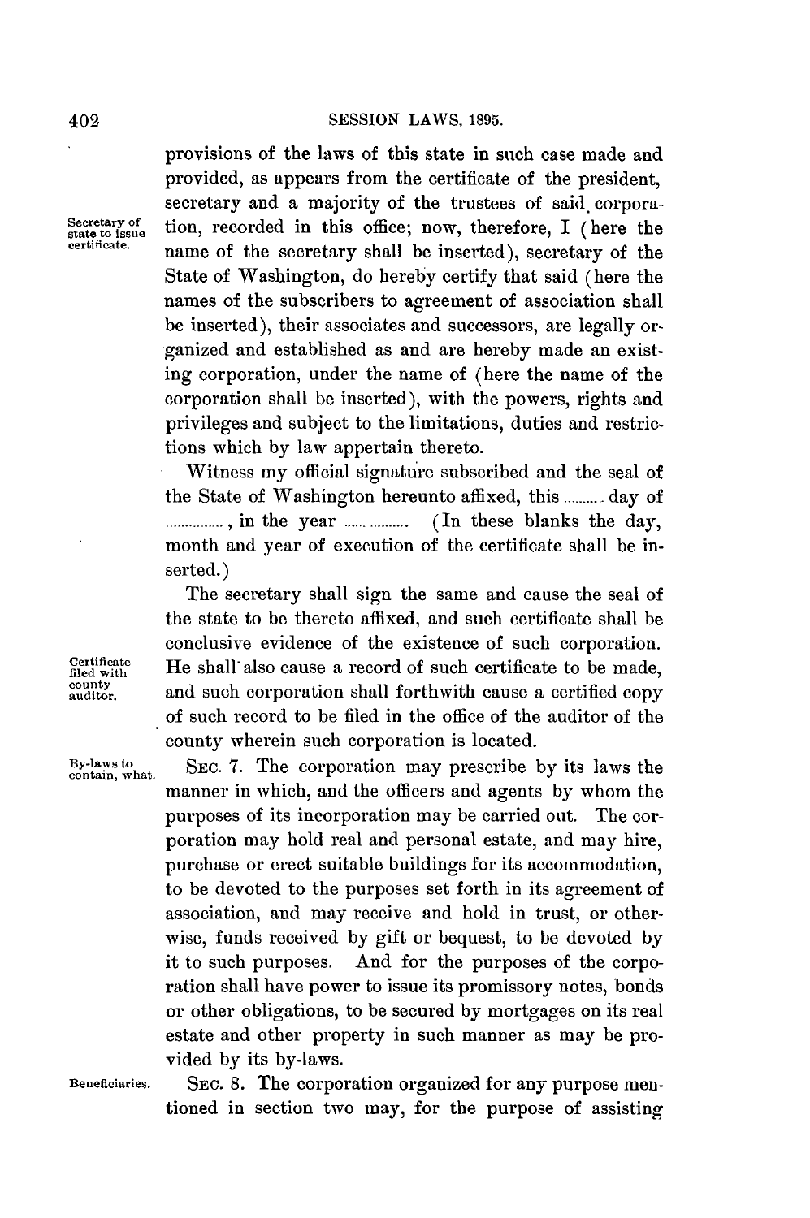provisions of the laws of this state in such case made and provided, as appears from the certificate of the president, secretary and a majority of the trustees of said corporation, recorded in this office; now, therefore, I (here the name of the secretary shall be inserted), secretary of the State of Washington, do hereby certify that said (here the names of the subscribers to agreement of association shall be inserted), their associates and successors, are legally organized and established as and are hereby made an existing corporation, under the name of (here the name of the corporation shall be inserted), with the powers, rights and privileges and subject to the limitations, duties and restrictions which by law appertain thereto.

*Secretary of state to issue certificate.*

Witness my official signature subscribed and the seal of the State of Washington hereunto affixed, this .......... day of ..............., in the year .................. (In these blanks the day, month and year of execution of the certificate shall be inserted.)

The secretary shall sign the same and cause the seal of the state to be thereto affixed, and such certificate shall be conclusive evidence of the existence of such corporation. He shall also cause a record of such certificate to be made, and such corporation shall forthwith cause a certified copy of such record to be filed in the office of the auditor of the county wherein such corporation is located.

*Certificate filed with county auditor.*

*By-laws to contain, what.*

SEC. 7. The corporation may prescribe by its laws the manner in which, and the officers and agents by whom the purposes of its incorporation may be carried out. The corporation may hold real and personal estate, and may hire, purchase or erect suitable buildings for its accommodation, to be devoted to the purposes set forth in its agreement of association, and may receive and hold in trust, or otherwise, funds received by gift or bequest, to be devoted by it to such purposes. And for the purposes of the corporation shall have power to issue its promissory notes, bonds or other obligations, to be secured by mortgages on its real estate and other property in such manner as may be provided by its by-laws.

*Beneficiaries.*

SEC. 8. The corporation organized for any purpose mentioned in section two may, for the purpose of assisting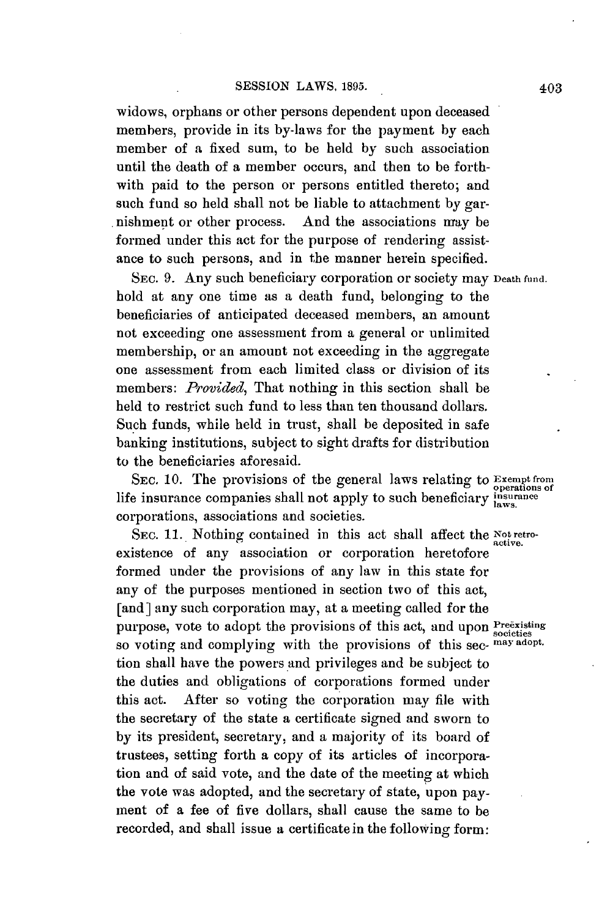widows, orphans or other persons dependent upon deceased members, provide in its by-laws for the payment by each member of a fixed sum, to be held by such association until the death of a member occurs, and then to be forthwith paid to the person or persons entitled thereto; and such fund so held shall not be liable to attachment by garnishment or other process. And the associations may be formed under this act for the purpose of rendering assistance to such persons, and in the manner herein specified.

SEC. 9. Any such beneficiary corporation or society may hold at any one time as a death fund, belonging to the beneficiaries of anticipated deceased members, an amount not exceeding one assessment from a general or unlimited membership, or an amount not exceeding in the aggregate one assessment from each limited class or division of its members: *Provided*, That nothing in this section shall be held to restrict such fund to less than ten thousand dollars. Such funds, while held in trust, shall be deposited in safe banking institutions, subject to sight drafts for distribution to the beneficiaries aforesaid.

*Death fund.*

SEC. 10. The provisions of the general laws relating to life insurance companies shall not apply to such beneficiary corporations, associations and societies.

*Exempt from operations of insurance laws.*

SEC. 11. Nothing contained in this act shall affect the existence of any association or corporation heretofore formed under the provisions of any law in this state for any of the purposes mentioned in section two of this act, [and] any such corporation may, at a meeting called for the purpose, vote to adopt the provisions of this act, and upon so voting and complying with the provisions of this section shall have the powers and privileges and be subject to the duties and obligations of corporations formed under this act. After so voting the corporation may file with the secretary of the state a certificate signed and sworn to by its president, secretary, and a majority of its board of trustees, setting forth a copy of its articles of incorporation and of said vote, and the date of the meeting at which the vote was adopted, and the secretary of state, upon payment of a fee of five dollars, shall cause the same to be recorded, and shall issue a certificate in the following form:

*Not retroactive.*

*Preëxisting societies may adopt.*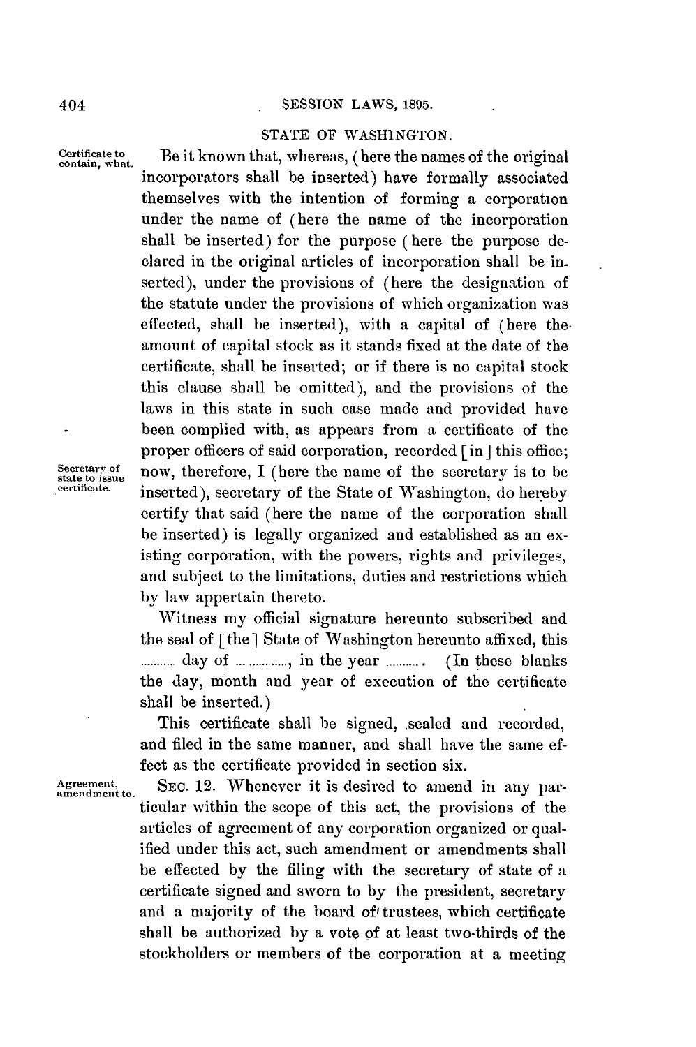STATE OF WASHINGTON.

Certificate to contain, what.

Be it known that, whereas, (here the names of the original incorporators shall be inserted) have formally associated themselves with the intention of forming a corporation under the name of (here the name of the incorporation shall be inserted) for the purpose (here the purpose declared in the original articles of incorporation shall be inserted), under the provisions of (here the designation of the statute under the provisions of which organization was effected, shall be inserted), with a capital of (here the amount of capital stock as it stands fixed at the date of the certificate, shall be inserted; or if there is no capital stock this clause shall be omitted), and the provisions of the laws in this state in such case made and provided have been complied with, as appears from a certificate of the proper officers of said corporation, recorded [in] this office; now, therefore, I (here the name of the secretary is to be inserted), secretary of the State of Washington, do hereby certify that said (here the name of the corporation shall be inserted) is legally organized and established as an existing corporation, with the powers, rights and privileges, and subject to the limitations, duties and restrictions which by law appertain thereto.

Secretary of state to issue certificate.

Witness my official signature hereunto subscribed and the seal of [the] State of Washington hereunto affixed, this .......... day of .............., in the year .......... (In these blanks the day, month and year of execution of the certificate shall be inserted.)

This certificate shall be signed, sealed and recorded, and filed in the same manner, and shall have the same effect as the certificate provided in section six.

Agreement, amendment to.

SEC. 12. Whenever it is desired to amend in any particular within the scope of this act, the provisions of the articles of agreement of any corporation organized or qualified under this act, such amendment or amendments shall be effected by the filing with the secretary of state of a certificate signed and sworn to by the president, secretary and a majority of the board of trustees, which certificate shall be authorized by a vote of at least two-thirds of the stockholders or members of the corporation at a meeting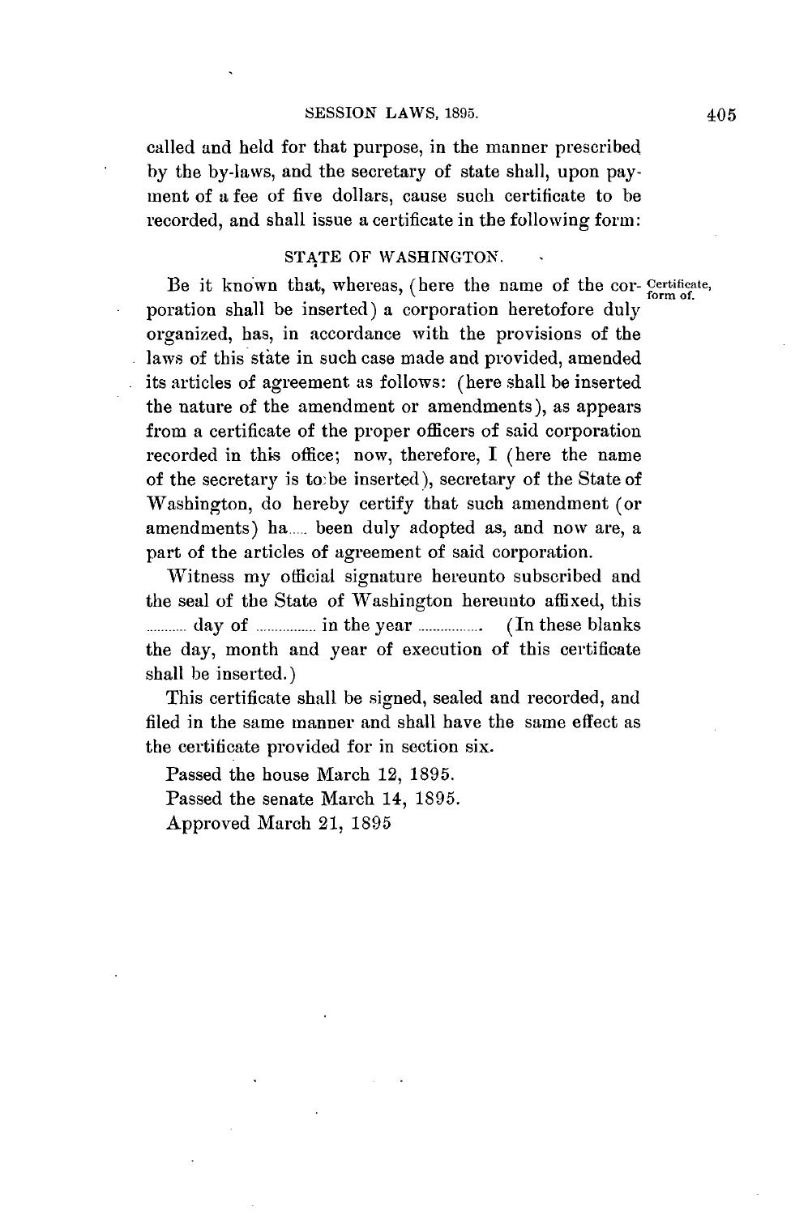called and held for that purpose, in the manner prescribed by the by-laws, and the secretary of state shall, upon payment of a fee of five dollars, cause such certificate to be recorded, and shall issue a certificate in the following form:

STATE OF WASHINGTON.

Certificate, form of.

Be it known that, whereas, (here the name of the corporation shall be inserted) a corporation heretofore duly organized, has, in accordance with the provisions of the laws of this state in such case made and provided, amended its articles of agreement as follows: (here shall be inserted the nature of the amendment or amendments), as appears from a certificate of the proper officers of said corporation recorded in this office; now, therefore, I (here the name of the secretary is to be inserted), secretary of the State of Washington, do hereby certify that such amendment (or amendments) ha..... been duly adopted as, and now are, a part of the articles of agreement of said corporation.

Witness my official signature hereunto subscribed and the seal of the State of Washington hereunto affixed, this ........... day of ................ in the year ................ (In these blanks the day, month and year of execution of this certificate shall be inserted.)

This certificate shall be signed, sealed and recorded, and filed in the same manner and shall have the same effect as the certificate provided for in section six.

Passed the house March 12, 1895.

Passed the senate March 14, 1895.

Approved March 21, 1895